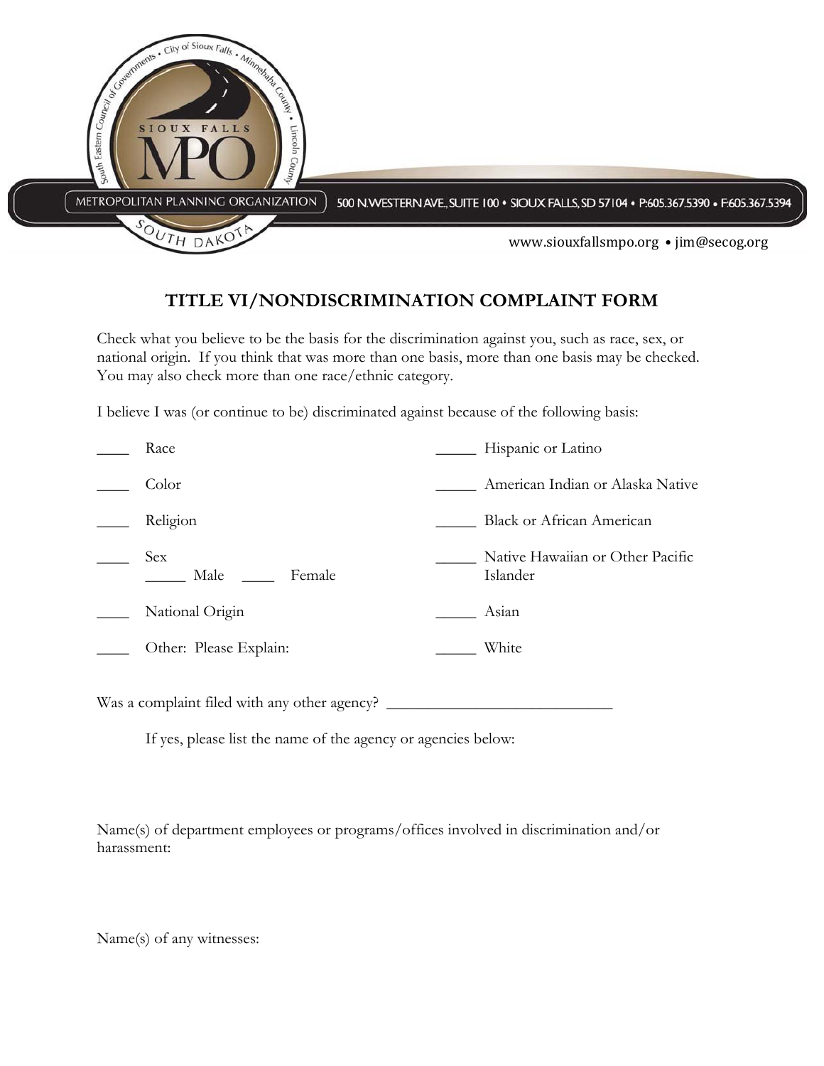SIOUX FALLS MPO

METROPOLITAN PLANNING ORGANIZATION

SOUTH DAKOTA

South Eastern Council of Governments • City of Sioux Falls • Minnehaha County • Lincoln County

500 N.WESTERN AVE., SUITE 100 • SIOUX FALLS, SD 57104 • P:605.367.5390 • F:605.367.5394

www.siouxfallsmpo.org • jim@secog.org

# TITLE VI/NONDISCRIMINATION COMPLAINT FORM

Check what you believe to be the basis for the discrimination against you, such as race, sex, or national origin. If you think that was more than one basis, more than one basis may be checked. You may also check more than one race/ethnic category.

I believe I was (or continue to be) discriminated against because of the following basis:

____ Race

____ Color

____ Religion

____ Sex
_____ Male ____ Female

____ National Origin

____ Other: Please Explain:

_____ Hispanic or Latino

_____ American Indian or Alaska Native

_____ Black or African American

_____ Native Hawaiian or Other Pacific Islander

_____ Asian

_____ White

Was a complaint filed with any other agency? ____________________________

If yes, please list the name of the agency or agencies below:

Name(s) of department employees or programs/offices involved in discrimination and/or harassment:

Name(s) of any witnesses: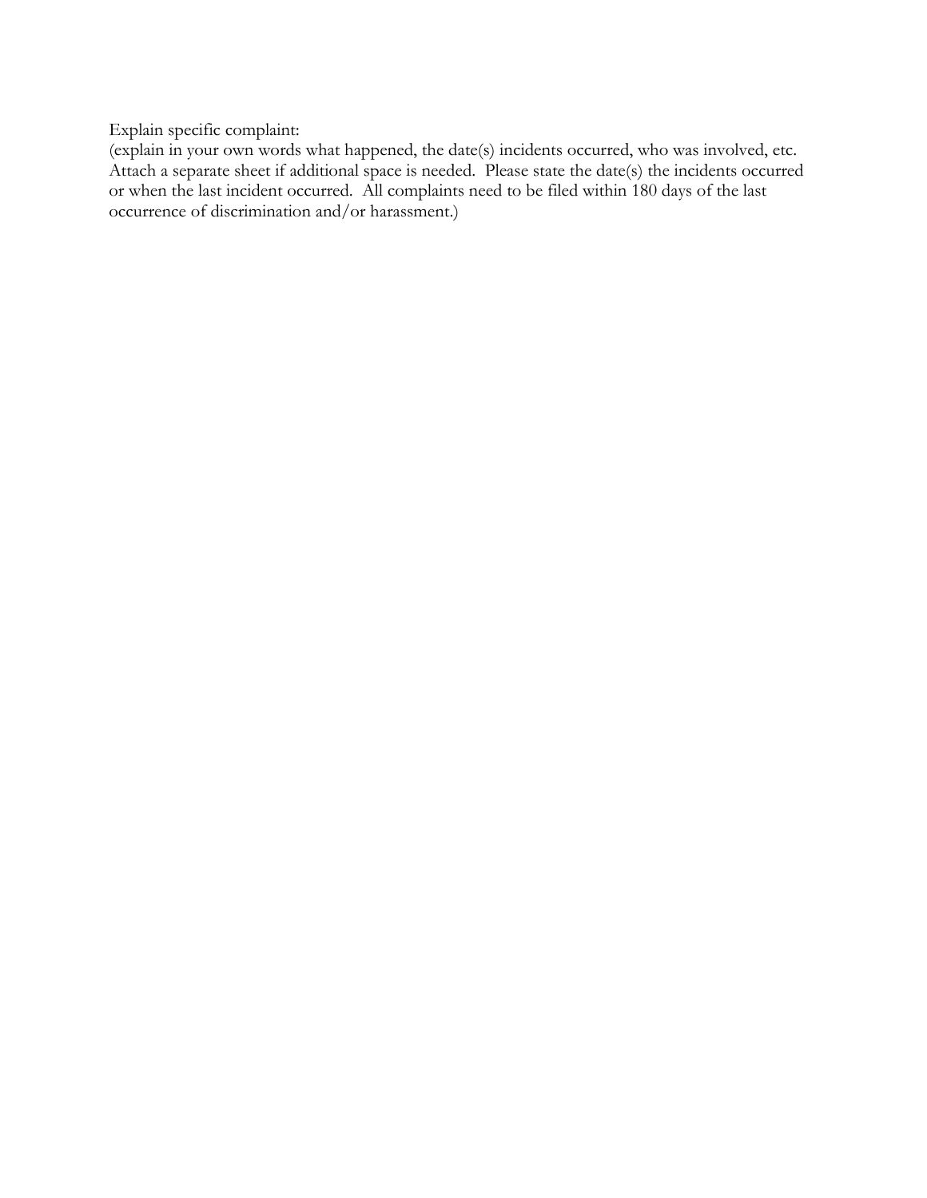Explain specific complaint:
(explain in your own words what happened, the date(s) incidents occurred, who was involved, etc. Attach a separate sheet if additional space is needed. Please state the date(s) the incidents occurred or when the last incident occurred. All complaints need to be filed within 180 days of the last occurrence of discrimination and/or harassment.)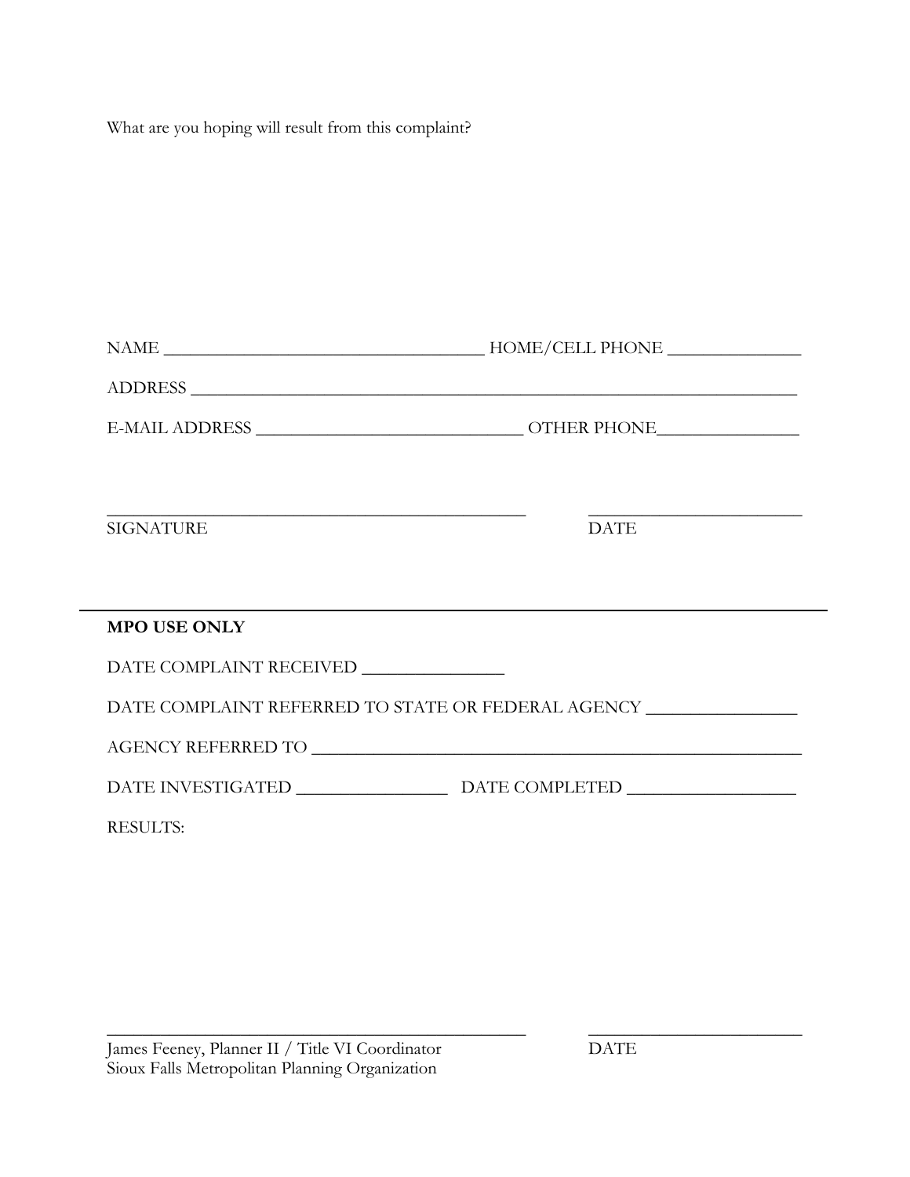What are you hoping will result from this complaint?

NAME ___________________________________ HOME/CELL PHONE ______________

ADDRESS ______________________________________________________________________

E-MAIL ADDRESS _____________________________ OTHER PHONE_______________

_____________________________________________ ______________________

SIGNATURE DATE

---

**MPO USE ONLY**

DATE COMPLAINT RECEIVED _______________

DATE COMPLAINT REFERRED TO STATE OR FEDERAL AGENCY ________________

AGENCY REFERRED TO ____________________________________________________

DATE INVESTIGATED ________________ DATE COMPLETED __________________

RESULTS:

_____________________________________________ ______________________

James Feeney, Planner II / Title VI Coordinator DATE
Sioux Falls Metropolitan Planning Organization